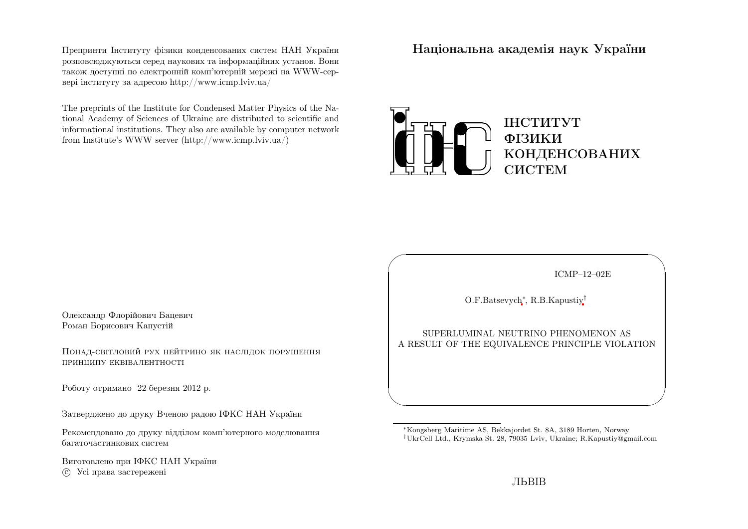Препринти Інституту фізики конденсованих систем НАН України розповсюджуються серед наукових та інформаційних установ. Вони також доступні по електронній комп'ютерній мережі на WWW-сервері інституту за адресою http://www.icmp.lviv.ua/

The preprints of the Institute for Condensed Matter Physics of the National Academy of Sciences of Ukraine are distributed to scientific and informational institutions. They also are available by computer network from Institute's WWW server (http://www.icmp.lviv.ua/)

Олександр Флорійович Бацевич
Роман Борисович Капустій

Понад-світловий рух нейтрино як наслідок порушення принципу еквівалентності

Роботу отримано 22 березня 2012 р.

Затверджено до друку Вченою радою ІФКС НАН України

Рекомендовано до друку відділом комп'ютерного моделювання багаточастинкових систем

Виготовлено при ІФКС НАН України
© Усі права застережені

**Національна академія наук України**

**ІНСТИТУТ ФІЗИКИ КОНДЕНСОВАНИХ СИСТЕМ**

ICMP–12–02E

O.F.Batsevych[*], R.B.Kapustiy[†]

SUPERLUMINAL NEUTRINO PHENOMENON AS A RESULT OF THE EQUIVALENCE PRINCIPLE VIOLATION

[*] Kongsberg Maritime AS, Bekkajordet St. 8A, 3189 Horten, Norway
[†] UkrCell Ltd., Krymska St. 28, 79035 Lviv, Ukraine; R.Kapustiy@gmail.com

ЛЬВІВ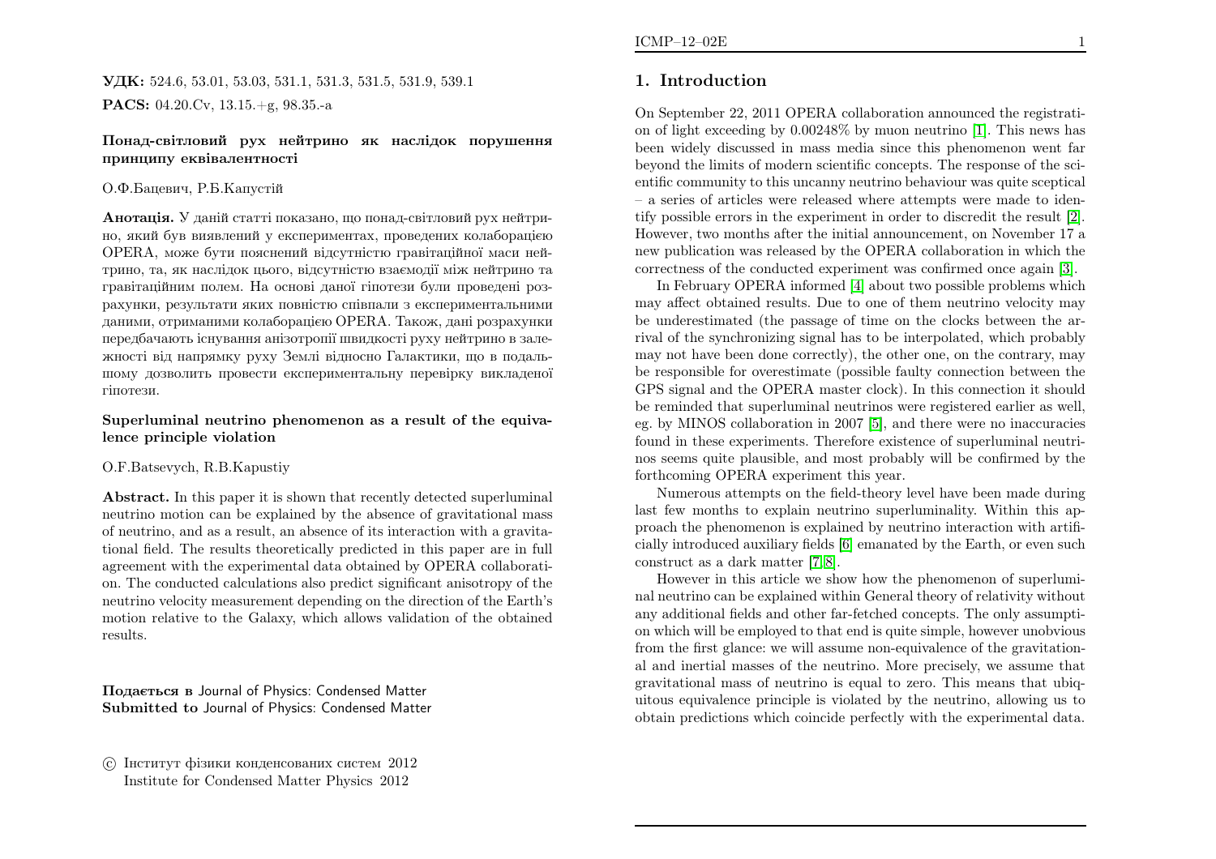**УДК:** 524.6, 53.01, 53.03, 531.1, 531.3, 531.5, 531.9, 539.1

**PACS:** 04.20.Cv, 13.15.+g, 98.35.-a

**Понад-світловий рух нейтрино як наслідок порушення принципу еквівалентності**

О.Ф.Бацевич, Р.Б.Капустій

**Анотація.** У даній статті показано, що понад-світловий рух нейтрино, який був виявлений у експериментах, проведених колаборацією OPERA, може бути пояснений відсутністю гравітаційної маси нейтрино, та, як наслідок цього, відсутністю взаємодії між нейтрино та гравітаційним полем. На основі даної гіпотези були проведені розрахунки, результати яких повністю співпали з експериментальними даними, отриманими колаборацією OPERA. Також, дані розрахунки передбачають існування анізотропії швидкості руху нейтрино в залежності від напрямку руху Землі відносно Галактики, що в подальшому дозволить провести експериментальну перевірку викладеної гіпотези.

**Superluminal neutrino phenomenon as a result of the equivalence principle violation**

O.F.Batsevych, R.B.Kapustiy

**Abstract.** In this paper it is shown that recently detected superluminal neutrino motion can be explained by the absence of gravitational mass of neutrino, and as a result, an absence of its interaction with a gravitational field. The results theoretically predicted in this paper are in full agreement with the experimental data obtained by OPERA collaboration. The conducted calculations also predict significant anisotropy of the neutrino velocity measurement depending on the direction of the Earth's motion relative to the Galaxy, which allows validation of the obtained results.

**Подається в** Journal of Physics: Condensed Matter
**Submitted to** Journal of Physics: Condensed Matter

© Інститут фізики конденсованих систем 2012
Institute for Condensed Matter Physics 2012

## 1. Introduction

On September 22, 2011 OPERA collaboration announced the registration of light exceeding by 0.00248% by muon neutrino [1]. This news has been widely discussed in mass media since this phenomenon went far beyond the limits of modern scientific concepts. The response of the scientific community to this uncanny neutrino behaviour was quite sceptical – a series of articles were released where attempts were made to identify possible errors in the experiment in order to discredit the result [2]. However, two months after the initial announcement, on November 17 a new publication was released by the OPERA collaboration in which the correctness of the conducted experiment was confirmed once again [3].

In February OPERA informed [4] about two possible problems which may affect obtained results. Due to one of them neutrino velocity may be underestimated (the passage of time on the clocks between the arrival of the synchronizing signal has to be interpolated, which probably may not have been done correctly), the other one, on the contrary, may be responsible for overestimate (possible faulty connection between the GPS signal and the OPERA master clock). In this connection it should be reminded that superluminal neutrinos were registered earlier as well, eg. by MINOS collaboration in 2007 [5], and there were no inaccuracies found in these experiments. Therefore existence of superluminal neutrinos seems quite plausible, and most probably will be confirmed by the forthcoming OPERA experiment this year.

Numerous attempts on the field-theory level have been made during last few months to explain neutrino superluminality. Within this approach the phenomenon is explained by neutrino interaction with artificially introduced auxiliary fields [6] emanated by the Earth, or even such construct as a dark matter [7, 8].

However in this article we show how the phenomenon of superluminal neutrino can be explained within General theory of relativity without any additional fields and other far-fetched concepts. The only assumption which will be employed to that end is quite simple, however unobvious from the first glance: we will assume non-equivalence of the gravitational and inertial masses of the neutrino. More precisely, we assume that gravitational mass of neutrino is equal to zero. This means that ubiquitous equivalence principle is violated by the neutrino, allowing us to obtain predictions which coincide perfectly with the experimental data.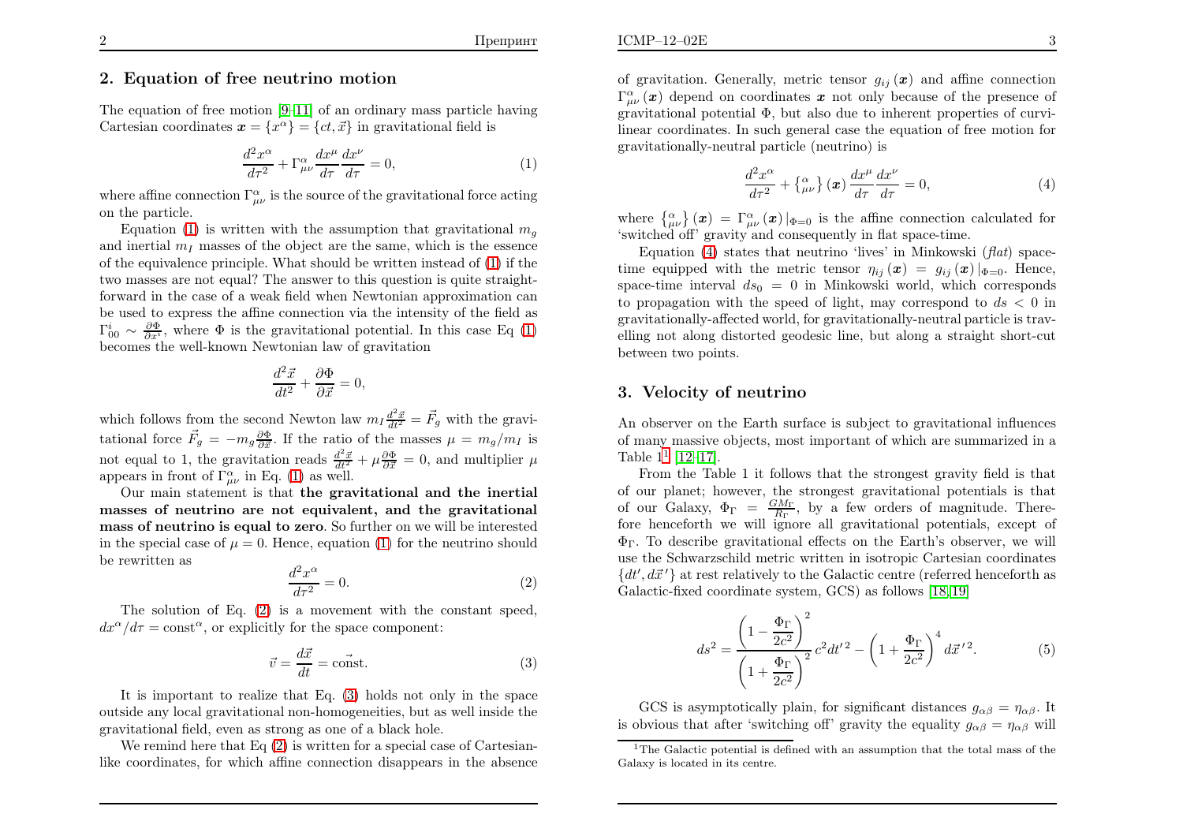## 2. Equation of free neutrino motion

The equation of free motion [9–11] of an ordinary mass particle having Cartesian coordinates $\boldsymbol{x} = \{x^\alpha\} = \{ct, \vec{x}\}$ in gravitational field is

$$\frac{d^2x^\alpha}{d\tau^2} + \Gamma^\alpha_{\mu\nu}\frac{dx^\mu}{d\tau}\frac{dx^\nu}{d\tau} = 0, \tag{1}$$

where affine connection $\Gamma^\alpha_{\mu\nu}$ is the source of the gravitational force acting on the particle.

Equation (1) is written with the assumption that gravitational $m_g$ and inertial $m_I$ masses of the object are the same, which is the essence of the equivalence principle. What should be written instead of (1) if the two masses are not equal? The answer to this question is quite straightforward in the case of a weak field when Newtonian approximation can be used to express the affine connection via the intensity of the field as $\Gamma^i_{00} \sim \frac{\partial \Phi}{\partial x^i}$, where $\Phi$ is the gravitational potential. In this case Eq (1) becomes the well-known Newtonian law of gravitation

$$\frac{d^2\vec{x}}{dt^2} + \frac{\partial \Phi}{\partial \vec{x}} = 0,$$

which follows from the second Newton law $m_I \frac{d^2\vec{x}}{dt^2} = \vec{F}_g$ with the gravitational force $\vec{F}_g = -m_g \frac{\partial \Phi}{\partial \vec{x}}$. If the ratio of the masses $\mu = m_g/m_I$ is not equal to 1, the gravitation reads $\frac{d^2\vec{x}}{dt^2} + \mu \frac{\partial \Phi}{\partial \vec{x}} = 0$, and multiplier $\mu$ appears in front of $\Gamma^\alpha_{\mu\nu}$ in Eq. (1) as well.

Our main statement is that **the gravitational and the inertial masses of neutrino are not equivalent, and the gravitational mass of neutrino is equal to zero**. So further on we will be interested in the special case of $\mu = 0$. Hence, equation (1) for the neutrino should be rewritten as

$$\frac{d^2x^\alpha}{d\tau^2} = 0. \tag{2}$$

The solution of Eq. (2) is a movement with the constant speed, $dx^\alpha/d\tau = \mathrm{const}^\alpha$, or explicitly for the space component:

$$\vec{v} = \frac{d\vec{x}}{dt} = \vec{\mathrm{const}}. \tag{3}$$

It is important to realize that Eq. (3) holds not only in the space outside any local gravitational non-homogeneities, but as well inside the gravitational field, even as strong as one of a black hole.

We remind here that Eq (2) is written for a special case of Cartesian-like coordinates, for which affine connection disappears in the absence of gravitation. Generally, metric tensor $g_{ij}(\boldsymbol{x})$ and affine connection $\Gamma^\alpha_{\mu\nu}(\boldsymbol{x})$ depend on coordinates $\boldsymbol{x}$ not only because of the presence of gravitational potential $\Phi$, but also due to inherent properties of curvilinear coordinates. In such general case the equation of free motion for gravitationally-neutral particle (neutrino) is

$$\frac{d^2x^\alpha}{d\tau^2} + \left\{ {\alpha \atop \mu\nu} \right\}(\boldsymbol{x})\frac{dx^\mu}{d\tau}\frac{dx^\nu}{d\tau} = 0, \tag{4}$$

where $\left\{ {\alpha \atop \mu\nu} \right\}(\boldsymbol{x}) = \Gamma^\alpha_{\mu\nu}(\boldsymbol{x})|_{\Phi=0}$ is the affine connection calculated for 'switched off' gravity and consequently in flat space-time.

Equation (4) states that neutrino 'lives' in Minkowski (*flat*) space-time equipped with the metric tensor $\eta_{ij}(\boldsymbol{x}) = g_{ij}(\boldsymbol{x})|_{\Phi=0}$. Hence, space-time interval $ds_0 = 0$ in Minkowski world, which corresponds to propagation with the speed of light, may correspond to $ds < 0$ in gravitationally-affected world, for gravitationally-neutral particle is travelling not along distorted geodesic line, but along a straight short-cut between two points.

## 3. Velocity of neutrino

An observer on the Earth surface is subject to gravitational influences of many massive objects, most important of which are summarized in a Table 1[1] [12–17].

From the Table 1 it follows that the strongest gravity field is that of our planet; however, the strongest gravitational potentials is that of our Galaxy, $\Phi_\Gamma = \frac{GM_\Gamma}{R_\Gamma}$, by a few orders of magnitude. Therefore henceforth we will ignore all gravitational potentials, except of $\Phi_\Gamma$. To describe gravitational effects on the Earth's observer, we will use the Schwarzschild metric written in isotropic Cartesian coordinates $\{dt', d\vec{x}\,'\}$ at rest relatively to the Galactic centre (referred henceforth as Galactic-fixed coordinate system, GCS) as follows [18,19]

$$ds^2 = \frac{\left(1 - \dfrac{\Phi_\Gamma}{2c^2}\right)^2}{\left(1 + \dfrac{\Phi_\Gamma}{2c^2}\right)^2} c^2 dt'^2 - \left(1 + \frac{\Phi_\Gamma}{2c^2}\right)^4 d\vec{x}\,'^2. \tag{5}$$

GCS is asymptotically plain, for significant distances $g_{\alpha\beta} = \eta_{\alpha\beta}$. It is obvious that after 'switching off' gravity the equality $g_{\alpha\beta} = \eta_{\alpha\beta}$ will

[1] The Galactic potential is defined with an assumption that the total mass of the Galaxy is located in its centre.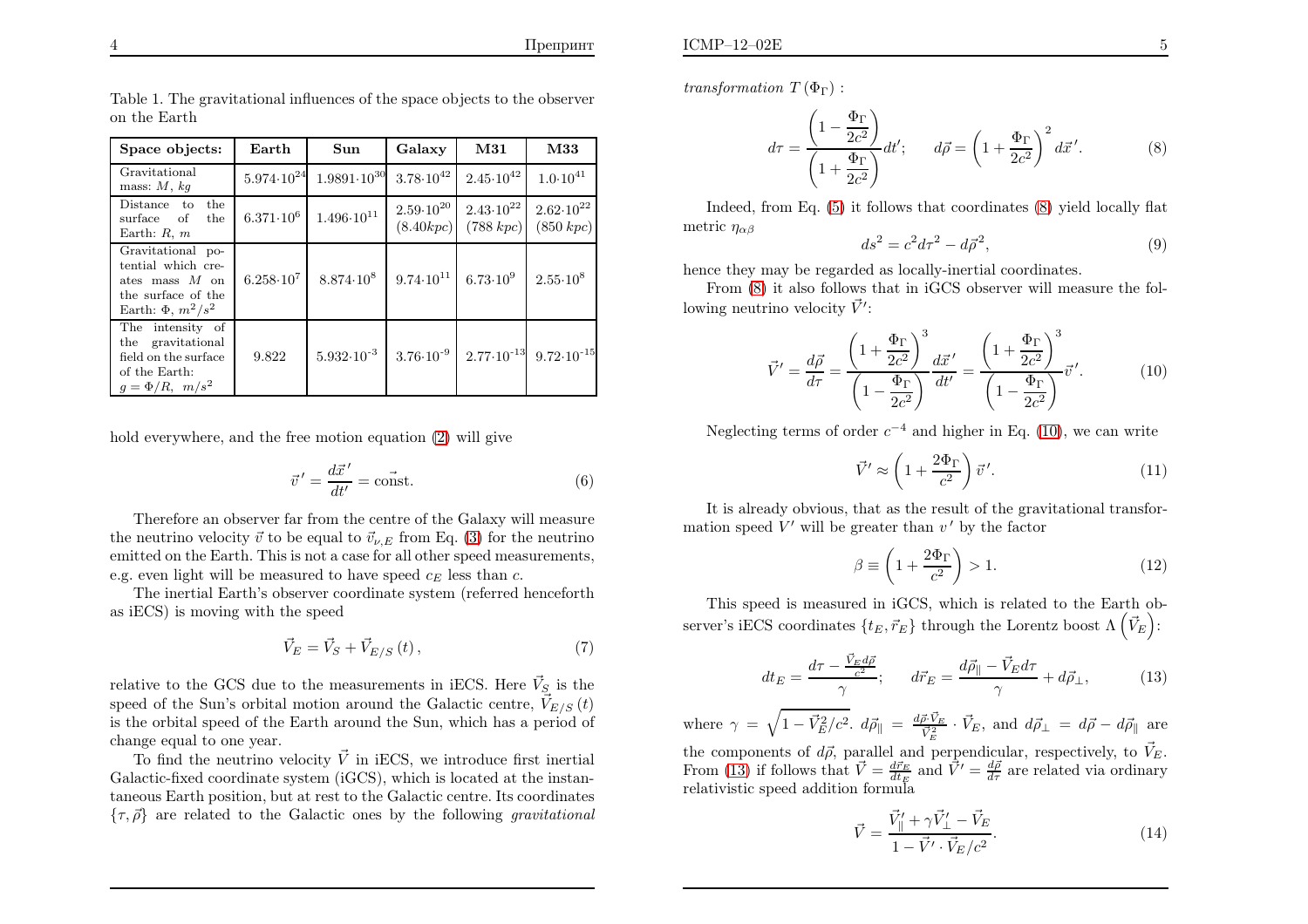Table 1. The gravitational influences of the space objects to the observer on the Earth

| Space objects: | Earth | Sun | Galaxy | M31 | M33 |
|---|---|---|---|---|---|
| Gravitational mass: $M$, $kg$ | $5.974{\cdot}10^{24}$ | $1.9891{\cdot}10^{30}$ | $3.78{\cdot}10^{42}$ | $2.45{\cdot}10^{42}$ | $1.0{\cdot}10^{41}$ |
| Distance to the surface of the Earth: $R$, $m$ | $6.371{\cdot}10^{6}$ | $1.496{\cdot}10^{11}$ | $2.59{\cdot}10^{20}$ $(8.40 kpc)$ | $2.43{\cdot}10^{22}$ $(788\ kpc)$ | $2.62{\cdot}10^{22}$ $(850\ kpc)$ |
| Gravitational potential which creates mass $M$ on the surface of the Earth: $\Phi$, $m^2/s^2$ | $6.258{\cdot}10^{7}$ | $8.874{\cdot}10^{8}$ | $9.74{\cdot}10^{11}$ | $6.73{\cdot}10^{9}$ | $2.55{\cdot}10^{8}$ |
| The intensity of the gravitational field on the surface of the Earth: $g = \Phi/R$, $m/s^2$ | 9.822 | $5.932{\cdot}10^{-3}$ | $3.76{\cdot}10^{-9}$ | $2.77{\cdot}10^{-13}$ | $9.72{\cdot}10^{-15}$ |

hold everywhere, and the free motion equation (2) will give

$$\vec{v}\,' = \frac{d\vec{x}\,'}{dt'} = \vec{\text{const}}. \tag{6}$$

Therefore an observer far from the centre of the Galaxy will measure the neutrino velocity $\vec{v}$ to be equal to $\vec{v}_{\nu,E}$ from Eq. (3) for the neutrino emitted on the Earth. This is not a case for all other speed measurements, e.g. even light will be measured to have speed $c_E$ less than $c$.

The inertial Earth's observer coordinate system (referred henceforth as iECS) is moving with the speed

$$\vec{V}_E = \vec{V}_S + \vec{V}_{E/S}(t), \tag{7}$$

relative to the GCS due to the measurements in iECS. Here $\vec{V}_S$ is the speed of the Sun's orbital motion around the Galactic centre, $\vec{V}_{E/S}(t)$ is the orbital speed of the Earth around the Sun, which has a period of change equal to one year.

To find the neutrino velocity $\vec{V}$ in iECS, we introduce first inertial Galactic-fixed coordinate system (iGCS), which is located at the instantaneous Earth position, but at rest to the Galactic centre. Its coordinates $\{\tau, \vec{\rho}\}$ are related to the Galactic ones by the following *gravitational transformation* $T(\Phi_\Gamma)$ :

$$d\tau = \frac{\left(1 - \dfrac{\Phi_\Gamma}{2c^2}\right)}{\left(1 + \dfrac{\Phi_\Gamma}{2c^2}\right)} dt'; \qquad d\vec{\rho} = \left(1 + \frac{\Phi_\Gamma}{2c^2}\right)^2 d\vec{x}\,'. \tag{8}$$

Indeed, from Eq. (5) it follows that coordinates (8) yield locally flat metric $\eta_{\alpha\beta}$

$$ds^2 = c^2 d\tau^2 - d\vec{\rho}^{\,2}, \tag{9}$$

hence they may be regarded as locally-inertial coordinates.

From (8) it also follows that in iGCS observer will measure the following neutrino velocity $\vec{V}'$:

$$\vec{V}' = \frac{d\vec{\rho}}{d\tau} = \frac{\left(1 + \dfrac{\Phi_\Gamma}{2c^2}\right)^3}{\left(1 - \dfrac{\Phi_\Gamma}{2c^2}\right)} \frac{d\vec{x}\,'}{dt'} = \frac{\left(1 + \dfrac{\Phi_\Gamma}{2c^2}\right)^3}{\left(1 - \dfrac{\Phi_\Gamma}{2c^2}\right)} \vec{v}\,'. \tag{10}$$

Neglecting terms of order $c^{-4}$ and higher in Eq. (10), we can write

$$\vec{V}' \approx \left(1 + \frac{2\Phi_\Gamma}{c^2}\right) \vec{v}\,'. \tag{11}$$

It is already obvious, that as the result of the gravitational transformation speed $V'$ will be greater than $v'$ by the factor

$$\beta \equiv \left(1 + \frac{2\Phi_\Gamma}{c^2}\right) > 1. \tag{12}$$

This speed is measured in iGCS, which is related to the Earth observer's iECS coordinates $\{t_E, \vec{r}_E\}$ through the Lorentz boost $\Lambda\left(\vec{V}_E\right)$:

$$dt_E = \frac{d\tau - \frac{\vec{V}_E d\vec{\rho}}{c^2}}{\gamma}; \qquad d\vec{r}_E = \frac{d\vec{\rho}_\parallel - \vec{V}_E d\tau}{\gamma} + d\vec{\rho}_\perp, \tag{13}$$

where $\gamma = \sqrt{1 - \vec{V}_E^2/c^2}$. $d\vec{\rho}_\parallel = \frac{d\vec{\rho} \cdot \vec{V}_E}{\vec{V}_E^2} \cdot \vec{V}_E$, and $d\vec{\rho}_\perp = d\vec{\rho} - d\vec{\rho}_\parallel$ are the components of $d\vec{\rho}$, parallel and perpendicular, respectively, to $\vec{V}_E$. From (13) if follows that $\vec{V} = \frac{d\vec{r}_E}{dt_E}$ and $\vec{V}' = \frac{d\vec{\rho}}{d\tau}$ are related via ordinary relativistic speed addition formula

$$\vec{V} = \frac{\vec{V}_\parallel' + \gamma \vec{V}_\perp' - \vec{V}_E}{1 - \vec{V}' \cdot \vec{V}_E/c^2}. \tag{14}$$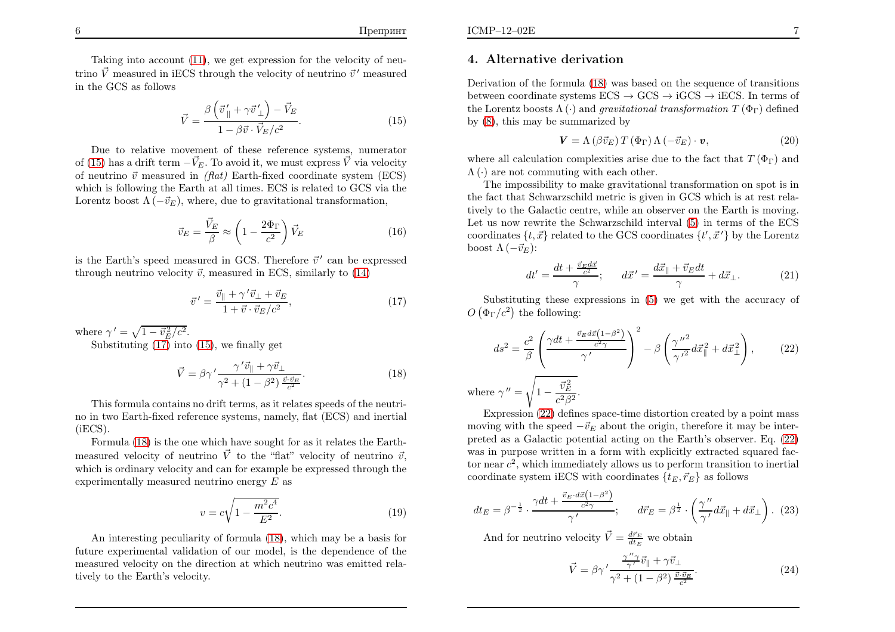Taking into account (11), we get expression for the velocity of neutrino $\vec{V}$ measured in iECS through the velocity of neutrino $\vec{v}\,'$ measured in the GCS as follows

$$\vec{V} = \frac{\beta\left(\vec{v}\,'_{\parallel} + \gamma\vec{v}\,'_{\perp}\right) - \vec{V}_E}{1 - \beta\vec{v}\cdot\vec{V}_E/c^2}. \tag{15}$$

Due to relative movement of these reference systems, numerator of (15) has a drift term $-\vec{V}_E$. To avoid it, we must express $\vec{V}$ via velocity of neutrino $\vec{v}$ measured in *(flat)* Earth-fixed coordinate system (ECS) which is following the Earth at all times. ECS is related to GCS via the Lorentz boost $\Lambda\left(-\vec{v}_E\right)$, where, due to gravitational transformation,

$$\vec{v}_E = \frac{\vec{V}_E}{\beta} \approx \left(1 - \frac{2\Phi_\Gamma}{c^2}\right)\vec{V}_E \tag{16}$$

is the Earth's speed measured in GCS. Therefore $\vec{v}\,'$ can be expressed through neutrino velocity $\vec{v}$, measured in ECS, similarly to (14)

$$\vec{v}\,' = \frac{\vec{v}_{\parallel} + \gamma\,'\vec{v}_{\perp} + \vec{v}_E}{1 + \vec{v}\cdot\vec{v}_E/c^2}, \tag{17}$$

where $\gamma\,' = \sqrt{1 - \vec{v}_E^{\,2}/c^2}$.

Substituting (17) into (15), we finally get

$$\vec{V} = \beta\gamma\,'\frac{\gamma\,'\vec{v}_{\parallel} + \gamma\vec{v}_{\perp}}{\gamma^2 + \left(1 - \beta^2\right)\frac{\vec{v}\cdot\vec{v}_E}{c^2}}. \tag{18}$$

This formula contains no drift terms, as it relates speeds of the neutrino in two Earth-fixed reference systems, namely, flat (ECS) and inertial (iECS).

Formula (18) is the one which have sought for as it relates the Earth-measured velocity of neutrino $\vec{V}$ to the "flat" velocity of neutrino $\vec{v}$, which is ordinary velocity and can for example be expressed through the experimentally measured neutrino energy $E$ as

$$v = c\sqrt{1 - \frac{m^2c^4}{E^2}}. \tag{19}$$

An interesting peculiarity of formula (18), which may be a basis for future experimental validation of our model, is the dependence of the measured velocity on the direction at which neutrino was emitted relatively to the Earth's velocity.

## 4. Alternative derivation

Derivation of the formula (18) was based on the sequence of transitions between coordinate systems ECS $\to$ GCS $\to$ iGCS $\to$ iECS. In terms of the Lorentz boosts $\Lambda\left(\cdot\right)$ and *gravitational transformation* $T\left(\Phi_\Gamma\right)$ defined by (8), this may be summarized by

$$\boldsymbol{V} = \Lambda\left(\beta\vec{v}_E\right)T\left(\Phi_\Gamma\right)\Lambda\left(-\vec{v}_E\right)\cdot\boldsymbol{v}, \tag{20}$$

where all calculation complexities arise due to the fact that $T\left(\Phi_\Gamma\right)$ and $\Lambda\left(\cdot\right)$ are not commuting with each other.

The impossibility to make gravitational transformation on spot is in the fact that Schwarzschild metric is given in GCS which is at rest relatively to the Galactic centre, while an observer on the Earth is moving. Let us now rewrite the Schwarzschild interval (5) in terms of the ECS coordinates $\{t, \vec{x}\}$ related to the GCS coordinates $\{t', \vec{x}\,'\}$ by the Lorentz boost $\Lambda\left(-\vec{v}_E\right)$:

$$dt' = \frac{dt + \frac{\vec{v}_E d\vec{x}}{c^2}}{\gamma}; \qquad d\vec{x}\,' = \frac{d\vec{x}_{\parallel} + \vec{v}_E dt}{\gamma} + d\vec{x}_{\perp}. \tag{21}$$

Substituting these expressions in (5) we get with the accuracy of $O\left(\Phi_\Gamma/c^2\right)$ the following:

$$ds^2 = \frac{c^2}{\beta}\left(\frac{\gamma dt + \frac{\vec{v}_E d\vec{x}\left(1-\beta^2\right)}{c^2\gamma}}{\gamma\,'}\right)^2 - \beta\left(\frac{\gamma\,''^2}{\gamma\,'^2}d\vec{x}_{\parallel}^{\,2} + d\vec{x}_{\perp}^{\,2}\right), \tag{22}$$

where $\gamma\,'' = \sqrt{1 - \dfrac{\vec{v}_E^{\,2}}{c^2\beta^2}}$.

Expression (22) defines space-time distortion created by a point mass moving with the speed $-\vec{v}_E$ about the origin, therefore it may be interpreted as a Galactic potential acting on the Earth's observer. Eq. (22) was in purpose written in a form with explicitly extracted squared factor near $c^2$, which immediately allows us to perform transition to inertial coordinate system iECS with coordinates $\{t_E, \vec{r}_E\}$ as follows

$$dt_E = \beta^{-\frac{1}{2}}\cdot\frac{\gamma dt + \frac{\vec{v}_E\cdot d\vec{x}\left(1-\beta^2\right)}{c^2\gamma}}{\gamma\,'}; \qquad d\vec{r}_E = \beta^{\frac{1}{2}}\cdot\left(\frac{\gamma\,''}{\gamma\,'}d\vec{x}_{\parallel} + d\vec{x}_{\perp}\right). \tag{23}$$

And for neutrino velocity $\vec{V} = \frac{d\vec{r}_E}{dt_E}$ we obtain

$$\vec{V} = \beta\gamma\,'\frac{\frac{\gamma\,''\gamma}{\gamma\,'}\vec{v}_{\parallel} + \gamma\vec{v}_{\perp}}{\gamma^2 + \left(1 - \beta^2\right)\frac{\vec{v}\cdot\vec{v}_E}{c^2}}. \tag{24}$$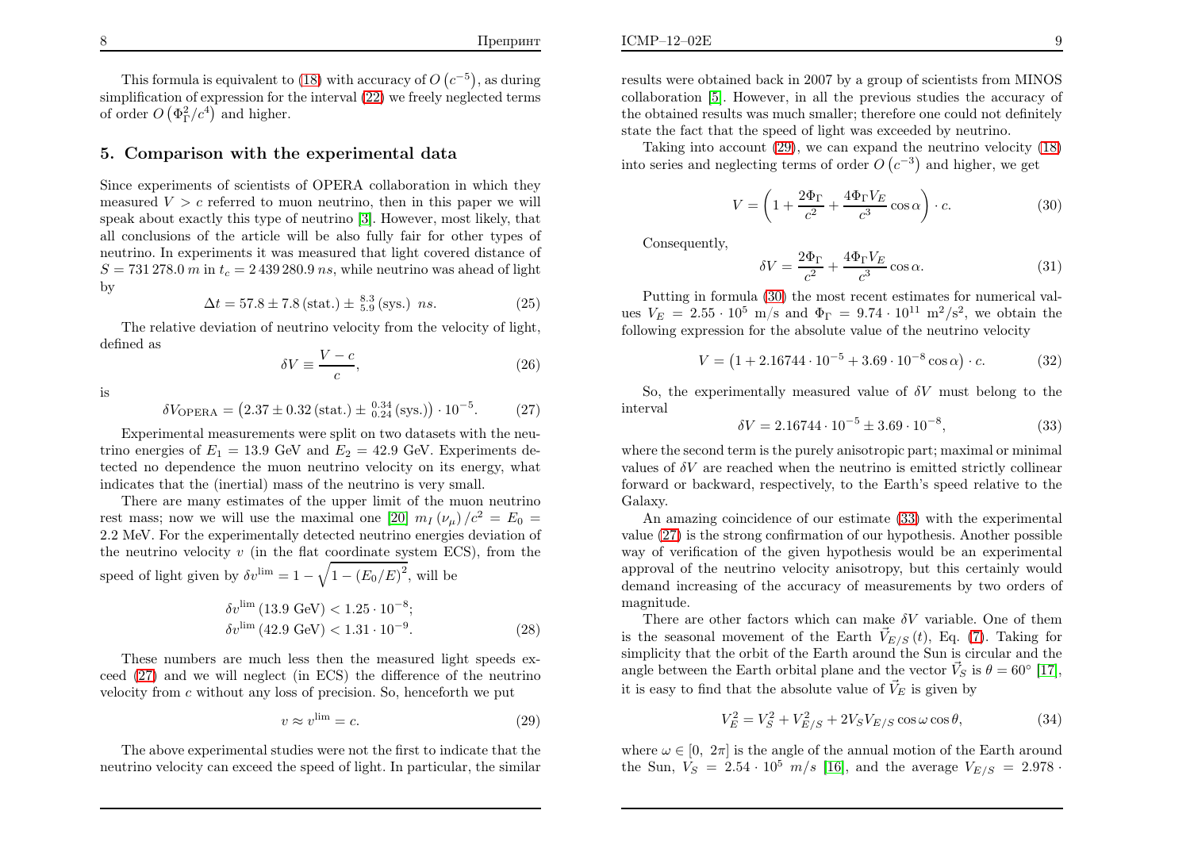This formula is equivalent to (18) with accuracy of $O\left(c^{-5}\right)$, as during simplification of expression for the interval (22) we freely neglected terms of order $O\left(\Phi_\Gamma^2/c^4\right)$ and higher.

## 5. Comparison with the experimental data

Since experiments of scientists of OPERA collaboration in which they measured $V > c$ referred to muon neutrino, then in this paper we will speak about exactly this type of neutrino [3]. However, most likely, that all conclusions of the article will be also fully fair for other types of neutrino. In experiments it was measured that light covered distance of $S = 731\,278.0\ m$ in $t_c = 2\,439\,280.9\ ns$, while neutrino was ahead of light by

$$\Delta t = 57.8 \pm 7.8\,(\text{stat.}) \pm {}^{8.3}_{5.9}\,(\text{sys.})\ \ ns. \tag{25}$$

The relative deviation of neutrino velocity from the velocity of light, defined as

$$\delta V \equiv \frac{V - c}{c}, \tag{26}$$

is

$$\delta V_{\text{OPERA}} = \left(2.37 \pm 0.32\,(\text{stat.}) \pm {}^{0.34}_{0.24}\,(\text{sys.})\right) \cdot 10^{-5}. \tag{27}$$

Experimental measurements were split on two datasets with the neutrino energies of $E_1 = 13.9$ GeV and $E_2 = 42.9$ GeV. Experiments detected no dependence the muon neutrino velocity on its energy, what indicates that the (inertial) mass of the neutrino is very small.

There are many estimates of the upper limit of the muon neutrino rest mass; now we will use the maximal one [20] $m_I\left(\nu_\mu\right)/c^2 = E_0 = 2.2$ MeV. For the experimentally detected neutrino energies deviation of the neutrino velocity $v$ (in the flat coordinate system ECS), from the speed of light given by $\delta v^{\lim} = 1 - \sqrt{1 - \left(E_0/E\right)^2}$, will be

$$\begin{aligned}
&\delta v^{\lim}\,(13.9\ \text{GeV}) < 1.25 \cdot 10^{-8};\\
&\delta v^{\lim}\,(42.9\ \text{GeV}) < 1.31 \cdot 10^{-9}.
\end{aligned} \tag{28}$$

These numbers are much less then the measured light speeds exceed (27) and we will neglect (in ECS) the difference of the neutrino velocity from $c$ without any loss of precision. So, henceforth we put

$$v \approx v^{\lim} = c. \tag{29}$$

The above experimental studies were not the first to indicate that the neutrino velocity can exceed the speed of light. In particular, the similar results were obtained back in 2007 by a group of scientists from MINOS collaboration [5]. However, in all the previous studies the accuracy of the obtained results was much smaller; therefore one could not definitely state the fact that the speed of light was exceeded by neutrino.

Taking into account (29), we can expand the neutrino velocity (18) into series and neglecting terms of order $O\left(c^{-3}\right)$ and higher, we get

$$V = \left(1 + \frac{2\Phi_\Gamma}{c^2} + \frac{4\Phi_\Gamma V_E}{c^3}\cos\alpha\right) \cdot c. \tag{30}$$

Consequently,

$$\delta V = \frac{2\Phi_\Gamma}{c^2} + \frac{4\Phi_\Gamma V_E}{c^3}\cos\alpha. \tag{31}$$

Putting in formula (30) the most recent estimates for numerical values $V_E = 2.55 \cdot 10^5$ m/s and $\Phi_\Gamma = 9.74 \cdot 10^{11}$ m$^2$/s$^2$, we obtain the following expression for the absolute value of the neutrino velocity

$$V = \left(1 + 2.16744 \cdot 10^{-5} + 3.69 \cdot 10^{-8}\cos\alpha\right) \cdot c. \tag{32}$$

So, the experimentally measured value of $\delta V$ must belong to the interval

$$\delta V = 2.16744 \cdot 10^{-5} \pm 3.69 \cdot 10^{-8}, \tag{33}$$

where the second term is the purely anisotropic part; maximal or minimal values of $\delta V$ are reached when the neutrino is emitted strictly collinear forward or backward, respectively, to the Earth's speed relative to the Galaxy.

An amazing coincidence of our estimate (33) with the experimental value (27) is the strong confirmation of our hypothesis. Another possible way of verification of the given hypothesis would be an experimental approval of the neutrino velocity anisotropy, but this certainly would demand increasing of the accuracy of measurements by two orders of magnitude.

There are other factors which can make $\delta V$ variable. One of them is the seasonal movement of the Earth $\vec{V}_{E/S}(t)$, Eq. (7). Taking for simplicity that the orbit of the Earth around the Sun is circular and the angle between the Earth orbital plane and the vector $\vec{V}_S$ is $\theta = 60^\circ$ [17], it is easy to find that the absolute value of $\vec{V}_E$ is given by

$$V_E^2 = V_S^2 + V_{E/S}^2 + 2V_S V_{E/S}\cos\omega\cos\theta, \tag{34}$$

where $\omega \in [0,\ 2\pi]$ is the angle of the annual motion of the Earth around the Sun, $V_S = 2.54 \cdot 10^5\ m/s$ [16], and the average $V_{E/S} = 2.978 \cdot$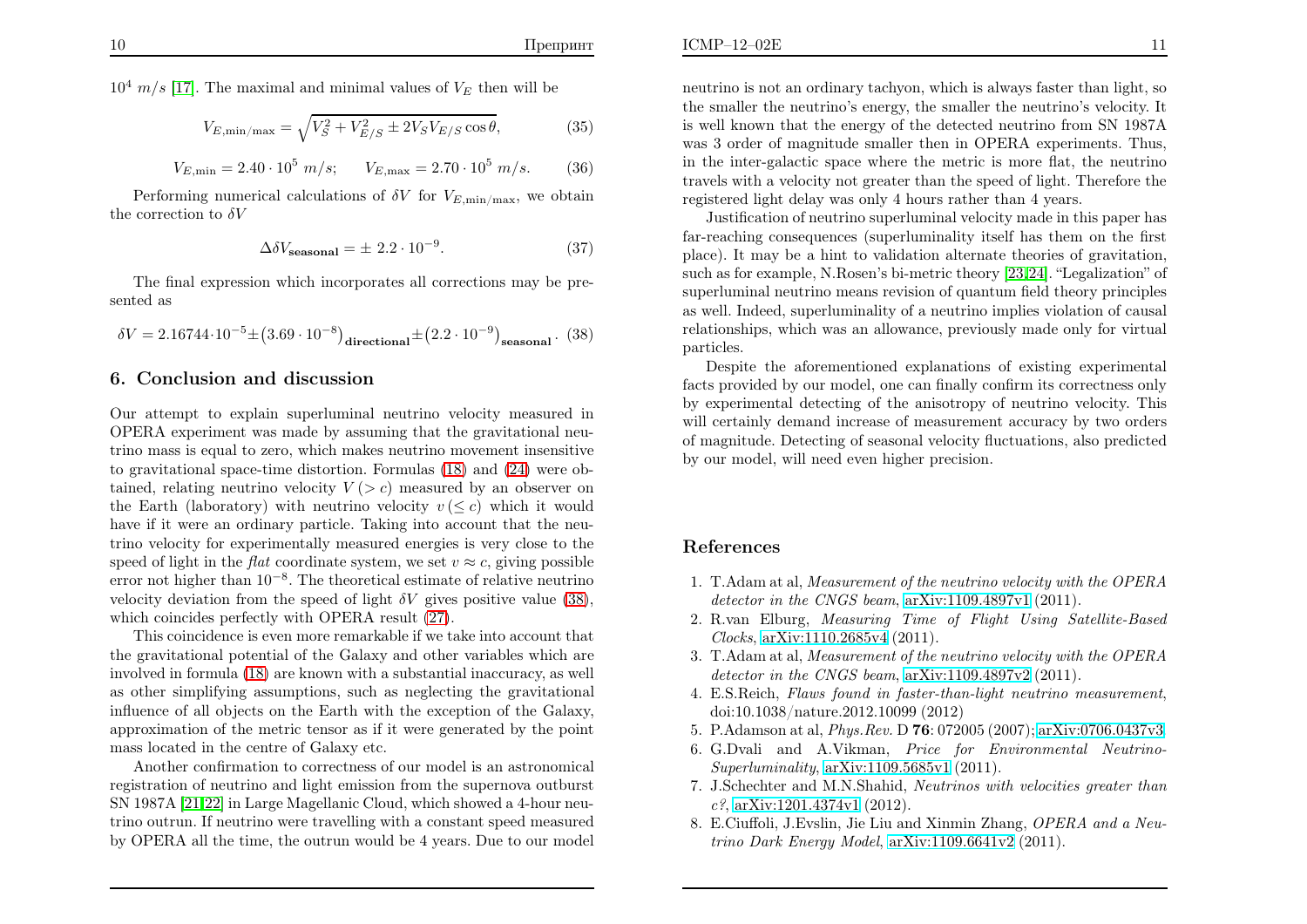$10^4\ m/s$ [17]. The maximal and minimal values of $V_E$ then will be

$$V_{E,\min/\max} = \sqrt{V_S^2 + V_{E/S}^2 \pm 2V_S V_{E/S}\cos\theta}, \tag{35}$$

$$V_{E,\min} = 2.40 \cdot 10^5\ m/s; \qquad V_{E,\max} = 2.70 \cdot 10^5\ m/s. \tag{36}$$

Performing numerical calculations of $\delta V$ for $V_{E,\min/\max}$, we obtain the correction to $\delta V$

$$\Delta\delta V_{\mathbf{seasonal}} = \pm\ 2.2 \cdot 10^{-9}. \tag{37}$$

The final expression which incorporates all corrections may be presented as

$$\delta V = 2.16744 \cdot 10^{-5} \pm \big(3.69 \cdot 10^{-8}\big)_{\mathbf{directional}} \pm \big(2.2 \cdot 10^{-9}\big)_{\mathbf{seasonal}}. \tag{38}$$

## 6. Conclusion and discussion

Our attempt to explain superluminal neutrino velocity measured in OPERA experiment was made by assuming that the gravitational neutrino mass is equal to zero, which makes neutrino movement insensitive to gravitational space-time distortion. Formulas (18) and (24) were obtained, relating neutrino velocity $V\,(>c)$ measured by an observer on the Earth (laboratory) with neutrino velocity $v\,(\leq c)$ which it would have if it were an ordinary particle. Taking into account that the neutrino velocity for experimentally measured energies is very close to the speed of light in the *flat* coordinate system, we set $v \approx c$, giving possible error not higher than $10^{-8}$. The theoretical estimate of relative neutrino velocity deviation from the speed of light $\delta V$ gives positive value (38), which coincides perfectly with OPERA result (27).

This coincidence is even more remarkable if we take into account that the gravitational potential of the Galaxy and other variables which are involved in formula (18) are known with a substantial inaccuracy, as well as other simplifying assumptions, such as neglecting the gravitational influence of all objects on the Earth with the exception of the Galaxy, approximation of the metric tensor as if it were generated by the point mass located in the centre of Galaxy etc.

Another confirmation to correctness of our model is an astronomical registration of neutrino and light emission from the supernova outburst SN 1987A [21,22] in Large Magellanic Cloud, which showed a 4-hour neutrino outrun. If neutrino were travelling with a constant speed measured by OPERA all the time, the outrun would be 4 years. Due to our model neutrino is not an ordinary tachyon, which is always faster than light, so the smaller the neutrino's energy, the smaller the neutrino's velocity. It is well known that the energy of the detected neutrino from SN 1987A was 3 order of magnitude smaller then in OPERA experiments. Thus, in the inter-galactic space where the metric is more flat, the neutrino travels with a velocity not greater than the speed of light. Therefore the registered light delay was only 4 hours rather than 4 years.

Justification of neutrino superluminal velocity made in this paper has far-reaching consequences (superluminality itself has them on the first place). It may be a hint to validation alternate theories of gravitation, such as for example, N.Rosen's bi-metric theory [23,24]. "Legalization" of superluminal neutrino means revision of quantum field theory principles as well. Indeed, superluminality of a neutrino implies violation of causal relationships, which was an allowance, previously made only for virtual particles.

Despite the aforementioned explanations of existing experimental facts provided by our model, one can finally confirm its correctness only by experimental detecting of the anisotropy of neutrino velocity. This will certainly demand increase of measurement accuracy by two orders of magnitude. Detecting of seasonal velocity fluctuations, also predicted by our model, will need even higher precision.

## References

1. T.Adam at al, *Measurement of the neutrino velocity with the OPERA detector in the CNGS beam*, arXiv:1109.4897v1 (2011).
2. R.van Elburg, *Measuring Time of Flight Using Satellite-Based Clocks*, arXiv:1110.2685v4 (2011).
3. T.Adam at al, *Measurement of the neutrino velocity with the OPERA detector in the CNGS beam*, arXiv:1109.4897v2 (2011).
4. E.S.Reich, *Flaws found in faster-than-light neutrino measurement*, doi:10.1038/nature.2012.10099 (2012)
5. P.Adamson at al, *Phys.Rev.* D **76**: 072005 (2007); arXiv:0706.0437v3
6. G.Dvali and A.Vikman, *Price for Environmental Neutrino-Superluminality*, arXiv:1109.5685v1 (2011).
7. J.Schechter and M.N.Shahid, *Neutrinos with velocities greater than c?*, arXiv:1201.4374v1 (2012).
8. E.Ciuffoli, J.Evslin, Jie Liu and Xinmin Zhang, *OPERA and a Neutrino Dark Energy Model*, arXiv:1109.6641v2 (2011).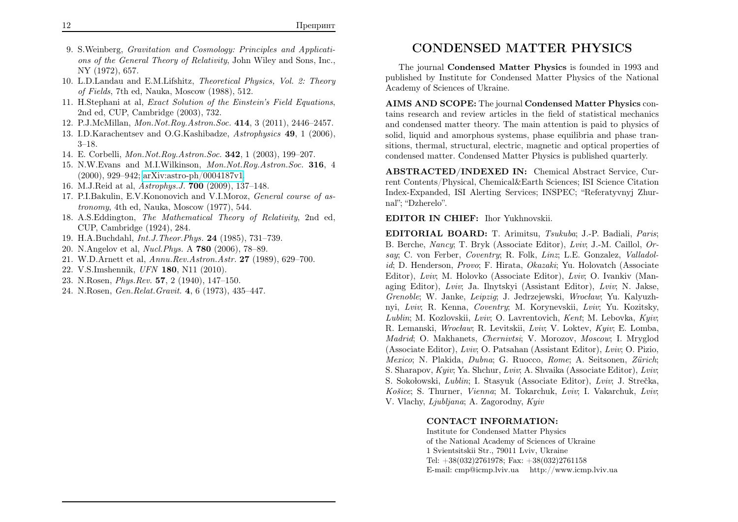9. S.Weinberg, *Gravitation and Cosmology: Principles and Applications of the General Theory of Relativity*, John Wiley and Sons, Inc., NY (1972), 657.
10. L.D.Landau and E.M.Lifshitz, *Theoretical Physics, Vol. 2: Theory of Fields*, 7th ed, Nauka, Moscow (1988), 512.
11. H.Stephani at al, *Exact Solution of the Einstein's Field Equations*, 2nd ed, CUP, Cambridge (2003), 732.
12. P.J.McMillan, *Mon.Not.Roy.Astron.Soc.* **414**, 3 (2011), 2446–2457.
13. I.D.Karachentsev and O.G.Kashibadze, *Astrophysics* **49**, 1 (2006), 3–18.
14. E. Corbelli, *Mon.Not.Roy.Astron.Soc.* **342**, 1 (2003), 199–207.
15. N.W.Evans and M.I.Wilkinson, *Mon.Not.Roy.Astron.Soc.* **316**, 4 (2000), 929–942; arXiv:astro-ph/0004187v1.
16. M.J.Reid at al, *Astrophys.J.* **700** (2009), 137–148.
17. P.I.Bakulin, E.V.Kononovich and V.I.Moroz, *General course of astronomy*, 4th ed, Nauka, Moscow (1977), 544.
18. A.S.Eddington, *The Mathematical Theory of Relativity*, 2nd ed, CUP, Cambridge (1924), 284.
19. H.A.Buchdahl, *Int.J.Theor.Phys.* **24** (1985), 731–739.
20. N.Angelov et al, *Nucl.Phys.* A **780** (2006), 78–89.
21. W.D.Arnett et al, *Annu.Rev.Astron.Astr.* **27** (1989), 629–700.
22. V.S.Imshennik, *UFN* **180**, N11 (2010).
23. N.Rosen, *Phys.Rev.* **57**, 2 (1940), 147–150.
24. N.Rosen, *Gen.Relat.Gravit.* **4**, 6 (1973), 435–447.

# CONDENSED MATTER PHYSICS

The journal **Condensed Matter Physics** is founded in 1993 and published by Institute for Condensed Matter Physics of the National Academy of Sciences of Ukraine.

**AIMS AND SCOPE:** The journal **Condensed Matter Physics** contains research and review articles in the field of statistical mechanics and condensed matter theory. The main attention is paid to physics of solid, liquid and amorphous systems, phase equilibria and phase transitions, thermal, structural, electric, magnetic and optical properties of condensed matter. Condensed Matter Physics is published quarterly.

**ABSTRACTED/INDEXED IN:** Chemical Abstract Service, Current Contents/Physical, Chemical&Earth Sciences; ISI Science Citation Index-Expanded, ISI Alerting Services; INSPEC; "Referatyvnyj Zhurnal"; "Dzherelo".

**EDITOR IN CHIEF:** Ihor Yukhnovskii.

**EDITORIAL BOARD:** T. Arimitsu, *Tsukuba*; J.-P. Badiali, *Paris*; B. Berche, *Nancy*; T. Bryk (Associate Editor), *Lviv*; J.-M. Caillol, *Orsay*; C. von Ferber, *Coventry*; R. Folk, *Linz*; L.E. Gonzalez, *Valladolid*; D. Henderson, *Provo*; F. Hirata, *Okazaki*; Yu. Holovatch (Associate Editor), *Lviv*; M. Holovko (Associate Editor), *Lviv*; O. Ivankiv (Managing Editor), *Lviv*; Ja. Ilnytskyi (Assistant Editor), *Lviv*; N. Jakse, *Grenoble*; W. Janke, *Leipzig*; J. Jedrzejewski, *Wrocław*; Yu. Kalyuzhnyi, *Lviv*; R. Kenna, *Coventry*; M. Korynevskii, *Lviv*; Yu. Kozitsky, *Lublin*; M. Kozlovskii, *Lviv*; O. Lavrentovich, *Kent*; M. Lebovka, *Kyiv*; R. Lemanski, *Wrocław*; R. Levitskii, *Lviv*; V. Loktev, *Kyiv*; E. Lomba, *Madrid*; O. Makhanets, *Chernivtsi*; V. Morozov, *Moscow*; I. Mryglod (Associate Editor), *Lviv*; O. Patsahan (Assistant Editor), *Lviv*; O. Pizio, *Mexico*; N. Plakida, *Dubna*; G. Ruocco, *Rome*; A. Seitsonen, *Zürich*; S. Sharapov, *Kyiv*; Ya. Shchur, *Lviv*; A. Shvaika (Associate Editor), *Lviv*; S. Sokołowski, *Lublin*; I. Stasyuk (Associate Editor), *Lviv*; J. Strečka, *Košice*; S. Thurner, *Vienna*; M. Tokarchuk, *Lviv*; I. Vakarchuk, *Lviv*; V. Vlachy, *Ljubljana*; A. Zagorodny, *Kyiv*

**CONTACT INFORMATION:**

Institute for Condensed Matter Physics
of the National Academy of Sciences of Ukraine
1 Svientsitskii Str., 79011 Lviv, Ukraine
Tel: +38(032)2761978; Fax: +38(032)2761158
E-mail: cmp@icmp.lviv.ua http://www.icmp.lviv.ua